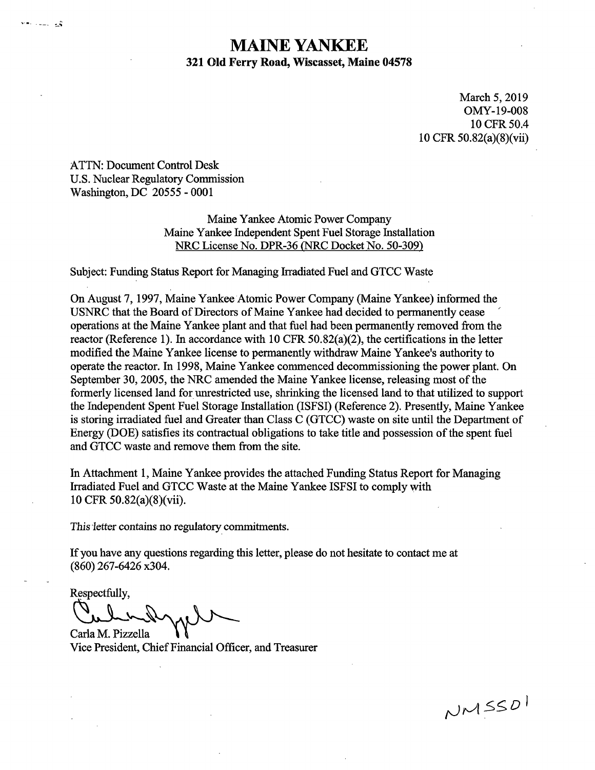# MAINE YANKEE

**321 Old Ferry Road, Wiscasset, Maine 04578**

March 5, 2019
OMY-19-008
10 CFR 50.4
10 CFR 50.82(a)(8)(vii)

ATTN: Document Control Desk
U.S. Nuclear Regulatory Commission
Washington, DC 20555 - 0001

Maine Yankee Atomic Power Company
Maine Yankee Independent Spent Fuel Storage Installation
NRC License No. DPR-36 (NRC Docket No. 50-309)

Subject: Funding Status Report for Managing Irradiated Fuel and GTCC Waste

On August 7, 1997, Maine Yankee Atomic Power Company (Maine Yankee) informed the USNRC that the Board of Directors of Maine Yankee had decided to permanently cease operations at the Maine Yankee plant and that fuel had been permanently removed from the reactor (Reference 1). In accordance with 10 CFR 50.82(a)(2), the certifications in the letter modified the Maine Yankee license to permanently withdraw Maine Yankee's authority to operate the reactor. In 1998, Maine Yankee commenced decommissioning the power plant. On September 30, 2005, the NRC amended the Maine Yankee license, releasing most of the formerly licensed land for unrestricted use, shrinking the licensed land to that utilized to support the Independent Spent Fuel Storage Installation (ISFSI) (Reference 2). Presently, Maine Yankee is storing irradiated fuel and Greater than Class C (GTCC) waste on site until the Department of Energy (DOE) satisfies its contractual obligations to take title and possession of the spent fuel and GTCC waste and remove them from the site.

In Attachment 1, Maine Yankee provides the attached Funding Status Report for Managing Irradiated Fuel and GTCC Waste at the Maine Yankee ISFSI to comply with 10 CFR 50.82(a)(8)(vii).

This letter contains no regulatory commitments.

If you have any questions regarding this letter, please do not hesitate to contact me at (860) 267-6426 x304.

Respectfully,

Carla M. Pizzella
Vice President, Chief Financial Officer, and Treasurer

NMSS01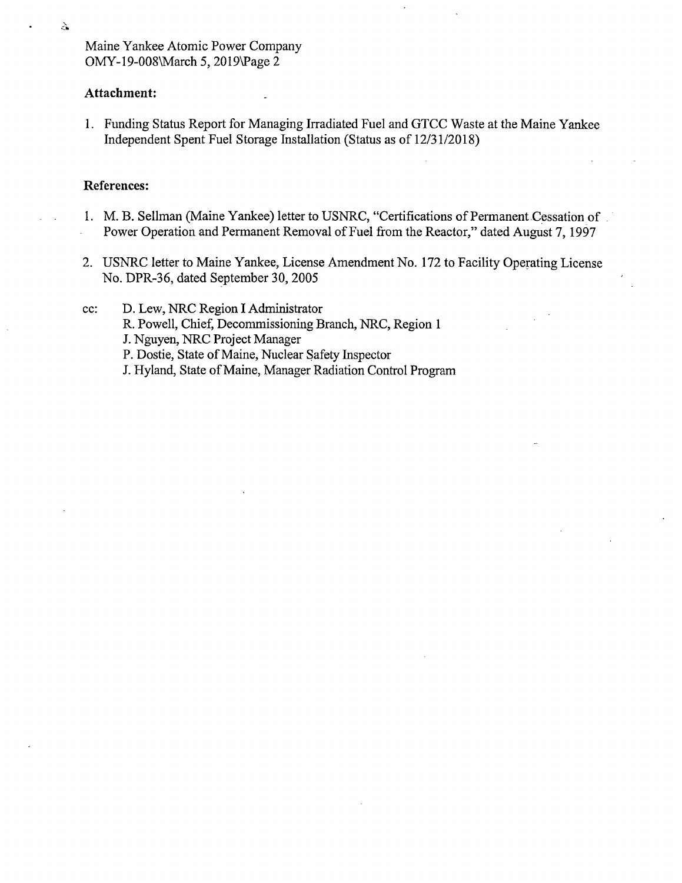**Attachment:**

1. Funding Status Report for Managing Irradiated Fuel and GTCC Waste at the Maine Yankee Independent Spent Fuel Storage Installation (Status as of 12/31/2018)

**References:**

1. M. B. Sellman (Maine Yankee) letter to USNRC, "Certifications of Permanent Cessation of Power Operation and Permanent Removal of Fuel from the Reactor," dated August 7, 1997

2. USNRC letter to Maine Yankee, License Amendment No. 172 to Facility Operating License No. DPR-36, dated September 30, 2005

cc: D. Lew, NRC Region I Administrator
R. Powell, Chief, Decommissioning Branch, NRC, Region 1
J. Nguyen, NRC Project Manager
P. Dostie, State of Maine, Nuclear Safety Inspector
J. Hyland, State of Maine, Manager Radiation Control Program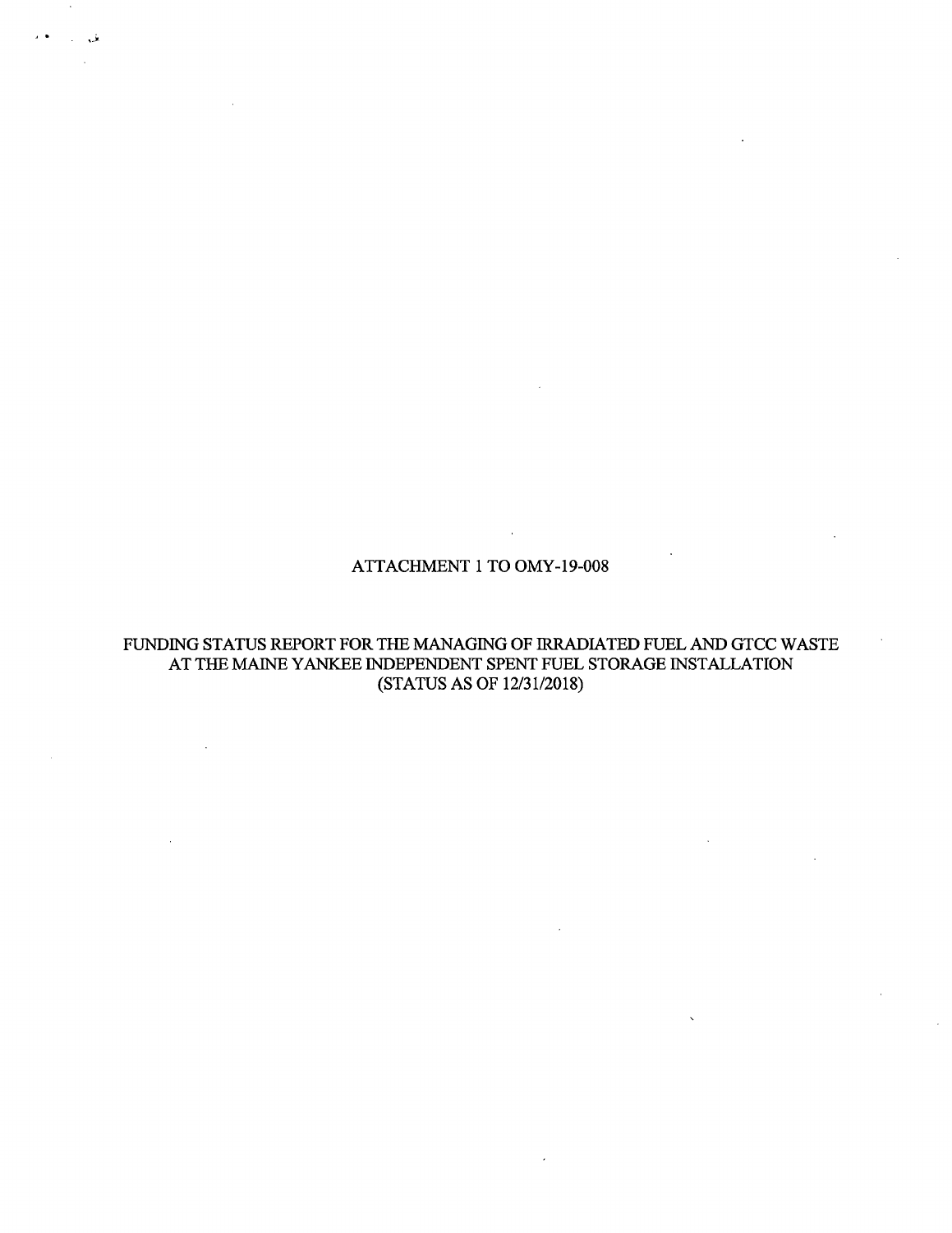ATTACHMENT 1 TO OMY-19-008

FUNDING STATUS REPORT FOR THE MANAGING OF IRRADIATED FUEL AND GTCC WASTE AT THE MAINE YANKEE INDEPENDENT SPENT FUEL STORAGE INSTALLATION (STATUS AS OF 12/31/2018)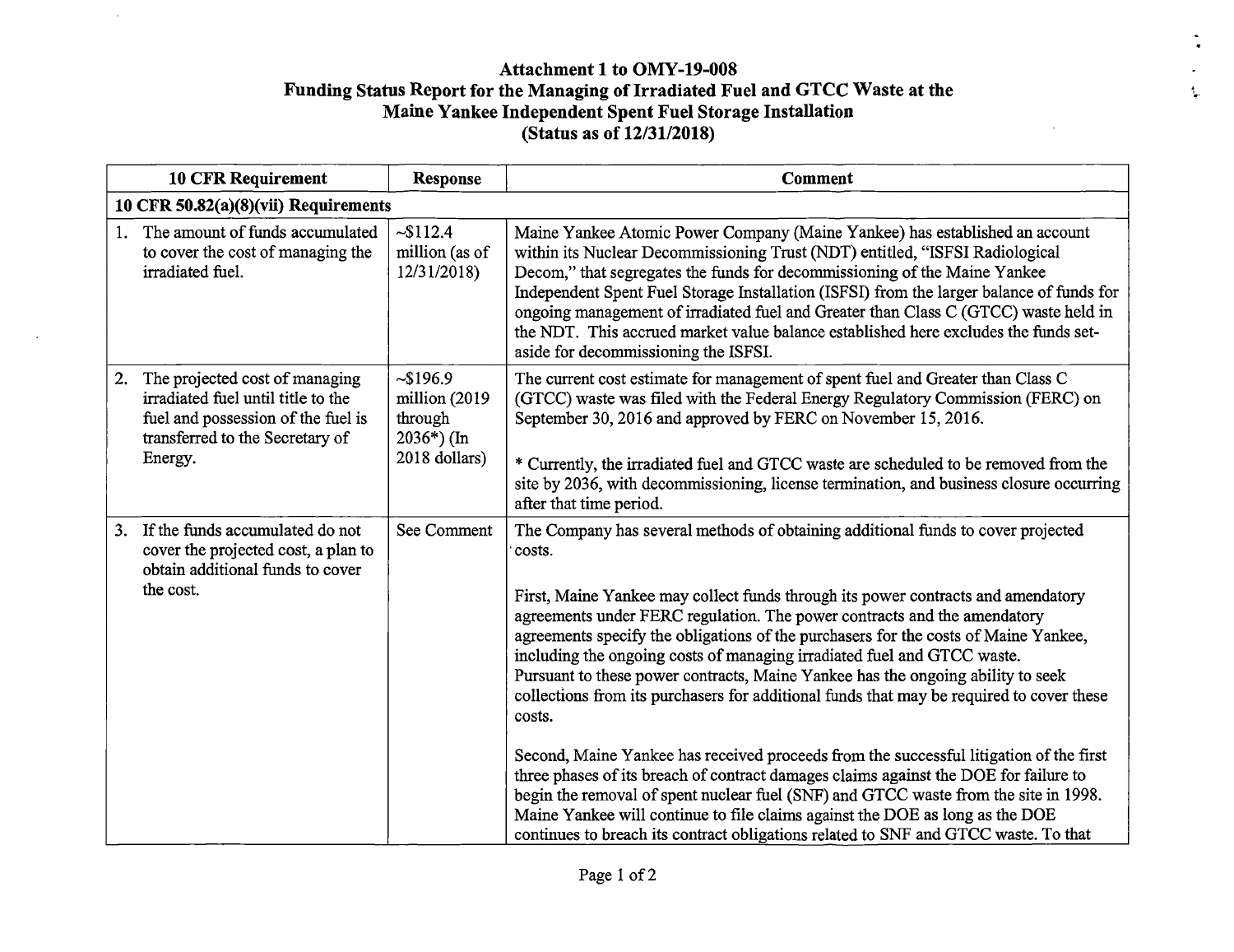**Attachment 1 to OMY-19-008**
**Funding Status Report for the Managing of Irradiated Fuel and GTCC Waste at the Maine Yankee Independent Spent Fuel Storage Installation**
**(Status as of 12/31/2018)**

| 10 CFR Requirement | Response | Comment |
|---|---|---|
| **10 CFR 50.82(a)(8)(vii) Requirements** | | |
| 1. The amount of funds accumulated to cover the cost of managing the irradiated fuel. | ~$112.4 million (as of 12/31/2018) | Maine Yankee Atomic Power Company (Maine Yankee) has established an account within its Nuclear Decommissioning Trust (NDT) entitled, "ISFSI Radiological Decom," that segregates the funds for decommissioning of the Maine Yankee Independent Spent Fuel Storage Installation (ISFSI) from the larger balance of funds for ongoing management of irradiated fuel and Greater than Class C (GTCC) waste held in the NDT. This accrued market value balance established here excludes the funds set-aside for decommissioning the ISFSI. |
| 2. The projected cost of managing irradiated fuel until title to the fuel and possession of the fuel is transferred to the Secretary of Energy. | ~$196.9 million (2019 through 2036*) (In 2018 dollars) | The current cost estimate for management of spent fuel and Greater than Class C (GTCC) waste was filed with the Federal Energy Regulatory Commission (FERC) on September 30, 2016 and approved by FERC on November 15, 2016.<br><br>* Currently, the irradiated fuel and GTCC waste are scheduled to be removed from the site by 2036, with decommissioning, license termination, and business closure occurring after that time period. |
| 3. If the funds accumulated do not cover the projected cost, a plan to obtain additional funds to cover the cost. | See Comment | The Company has several methods of obtaining additional funds to cover projected costs.<br><br>First, Maine Yankee may collect funds through its power contracts and amendatory agreements under FERC regulation. The power contracts and the amendatory agreements specify the obligations of the purchasers for the costs of Maine Yankee, including the ongoing costs of managing irradiated fuel and GTCC waste. Pursuant to these power contracts, Maine Yankee has the ongoing ability to seek collections from its purchasers for additional funds that may be required to cover these costs.<br><br>Second, Maine Yankee has received proceeds from the successful litigation of the first three phases of its breach of contract damages claims against the DOE for failure to begin the removal of spent nuclear fuel (SNF) and GTCC waste from the site in 1998. Maine Yankee will continue to file claims against the DOE as long as the DOE continues to breach its contract obligations related to SNF and GTCC waste. To that |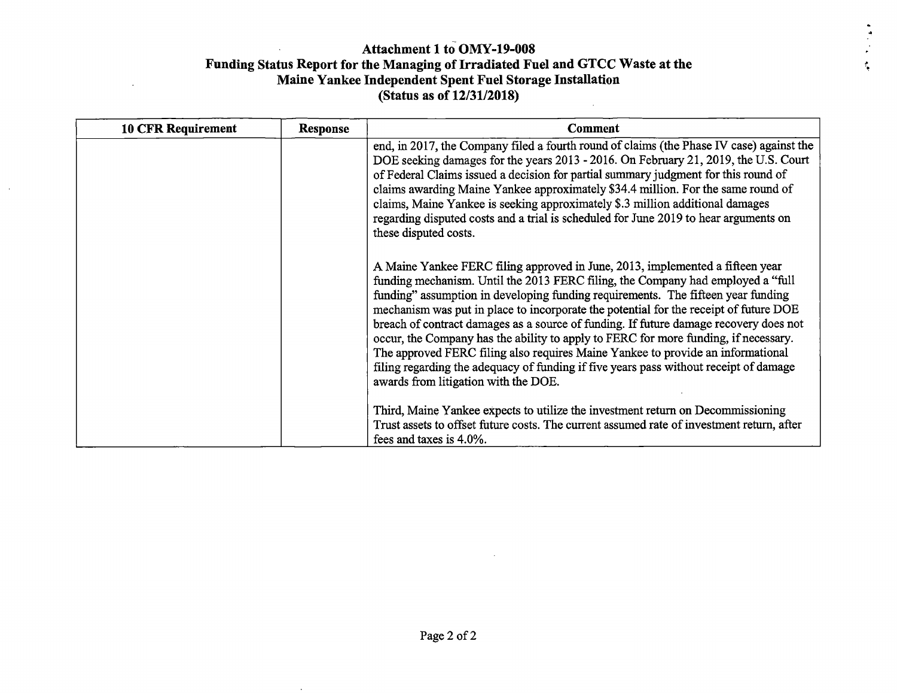**Attachment 1 to OMY-19-008**
**Funding Status Report for the Managing of Irradiated Fuel and GTCC Waste at the Maine Yankee Independent Spent Fuel Storage Installation**
**(Status as of 12/31/2018)**

| 10 CFR Requirement | Response | Comment |
|---|---|---|
| | | end, in 2017, the Company filed a fourth round of claims (the Phase IV case) against the DOE seeking damages for the years 2013 - 2016. On February 21, 2019, the U.S. Court of Federal Claims issued a decision for partial summary judgment for this round of claims awarding Maine Yankee approximately $34.4 million. For the same round of claims, Maine Yankee is seeking approximately $.3 million additional damages regarding disputed costs and a trial is scheduled for June 2019 to hear arguments on these disputed costs.<br><br>A Maine Yankee FERC filing approved in June, 2013, implemented a fifteen year funding mechanism. Until the 2013 FERC filing, the Company had employed a "full funding" assumption in developing funding requirements. The fifteen year funding mechanism was put in place to incorporate the potential for the receipt of future DOE breach of contract damages as a source of funding. If future damage recovery does not occur, the Company has the ability to apply to FERC for more funding, if necessary. The approved FERC filing also requires Maine Yankee to provide an informational filing regarding the adequacy of funding if five years pass without receipt of damage awards from litigation with the DOE.<br><br>Third, Maine Yankee expects to utilize the investment return on Decommissioning Trust assets to offset future costs. The current assumed rate of investment return, after fees and taxes is 4.0%. |